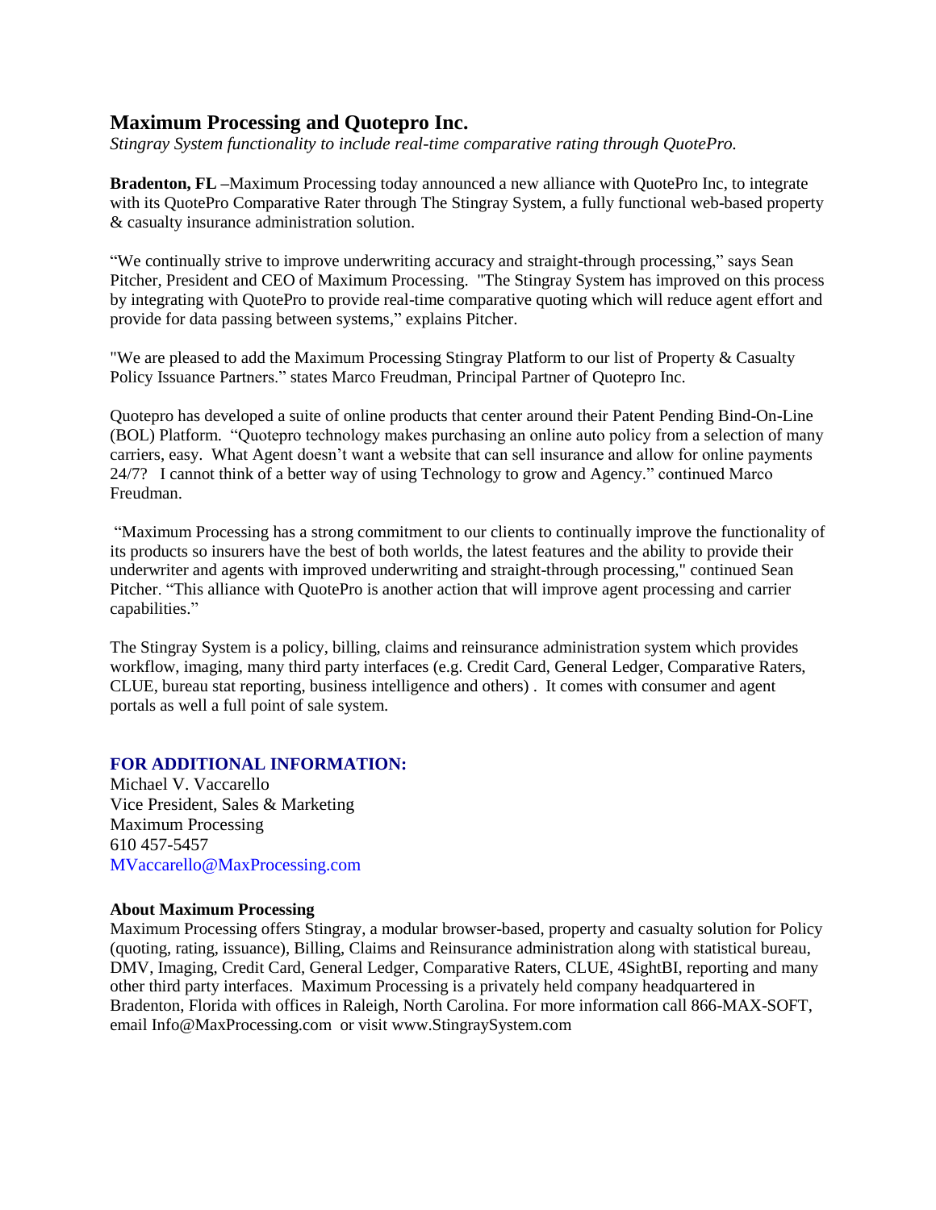# Maximum Processing and Quotepro Inc.

*Stingray System functionality to include real-time comparative rating through QuotePro.*

**Bradenton, FL** –Maximum Processing today announced a new alliance with QuotePro Inc, to integrate with its QuotePro Comparative Rater through The Stingray System, a fully functional web-based property & casualty insurance administration solution.

"We continually strive to improve underwriting accuracy and straight-through processing," says Sean Pitcher, President and CEO of Maximum Processing. "The Stingray System has improved on this process by integrating with QuotePro to provide real-time comparative quoting which will reduce agent effort and provide for data passing between systems," explains Pitcher.

"We are pleased to add the Maximum Processing Stingray Platform to our list of Property & Casualty Policy Issuance Partners." states Marco Freudman, Principal Partner of Quotepro Inc.

Quotepro has developed a suite of online products that center around their Patent Pending Bind-On-Line (BOL) Platform. "Quotepro technology makes purchasing an online auto policy from a selection of many carriers, easy. What Agent doesn't want a website that can sell insurance and allow for online payments 24/7? I cannot think of a better way of using Technology to grow and Agency." continued Marco Freudman.

"Maximum Processing has a strong commitment to our clients to continually improve the functionality of its products so insurers have the best of both worlds, the latest features and the ability to provide their underwriter and agents with improved underwriting and straight-through processing," continued Sean Pitcher. "This alliance with QuotePro is another action that will improve agent processing and carrier capabilities."

The Stingray System is a policy, billing, claims and reinsurance administration system which provides workflow, imaging, many third party interfaces (e.g. Credit Card, General Ledger, Comparative Raters, CLUE, bureau stat reporting, business intelligence and others) . It comes with consumer and agent portals as well a full point of sale system.

### FOR ADDITIONAL INFORMATION:

Michael V. Vaccarello  
Vice President, Sales & Marketing  
Maximum Processing  
610 457-5457  
MVaccarello@MaxProcessing.com

**About Maximum Processing**

Maximum Processing offers Stingray, a modular browser-based, property and casualty solution for Policy (quoting, rating, issuance), Billing, Claims and Reinsurance administration along with statistical bureau, DMV, Imaging, Credit Card, General Ledger, Comparative Raters, CLUE, 4SightBI, reporting and many other third party interfaces. Maximum Processing is a privately held company headquartered in Bradenton, Florida with offices in Raleigh, North Carolina. For more information call 866-MAX-SOFT, email Info@MaxProcessing.com or visit www.StingraySystem.com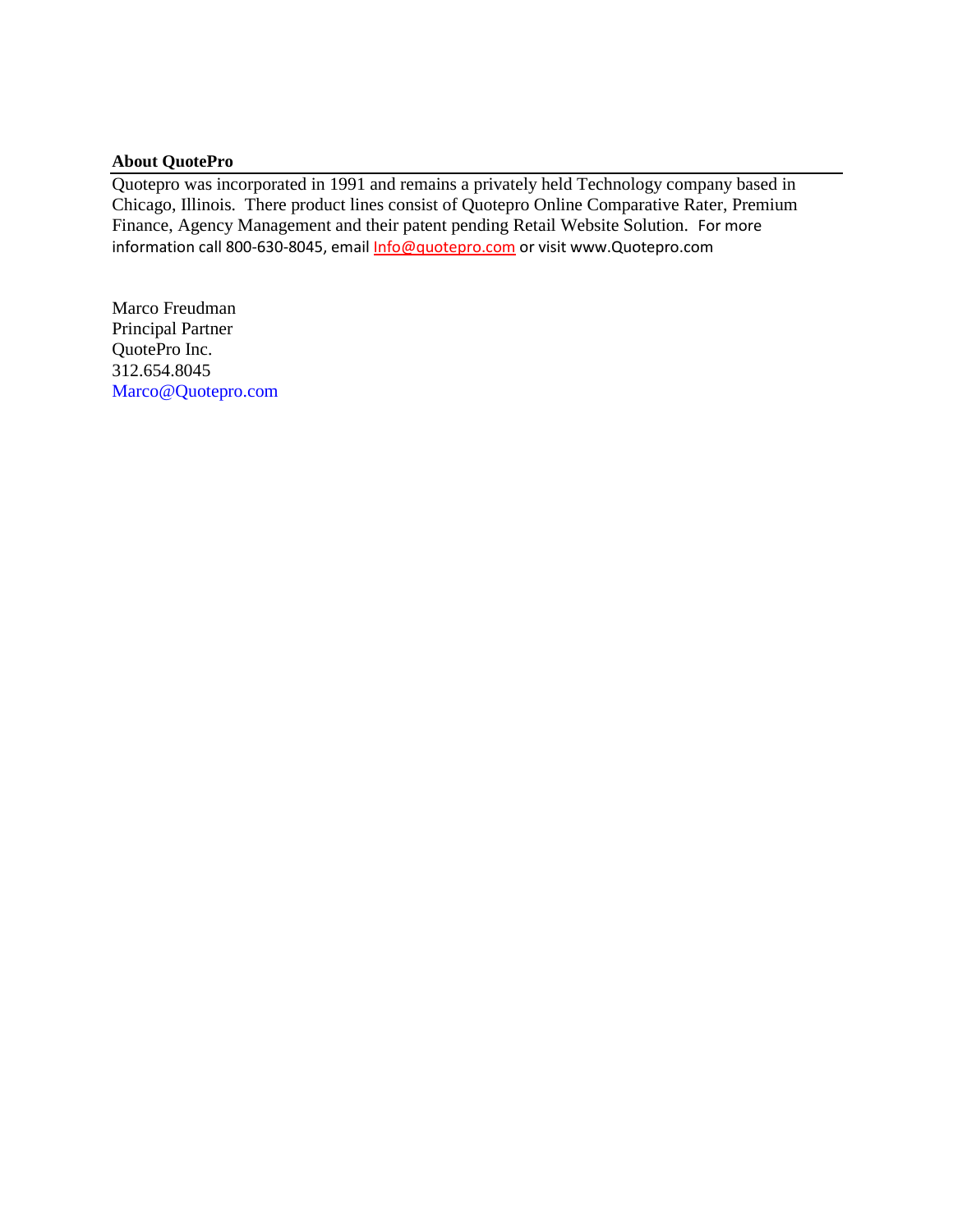**About QuotePro**

Quotepro was incorporated in 1991 and remains a privately held Technology company based in Chicago, Illinois. There product lines consist of Quotepro Online Comparative Rater, Premium Finance, Agency Management and their patent pending Retail Website Solution. For more information call 800-630-8045, email Info@quotepro.com or visit www.Quotepro.com

Marco Freudman
Principal Partner
QuotePro Inc.
312.654.8045
Marco@Quotepro.com